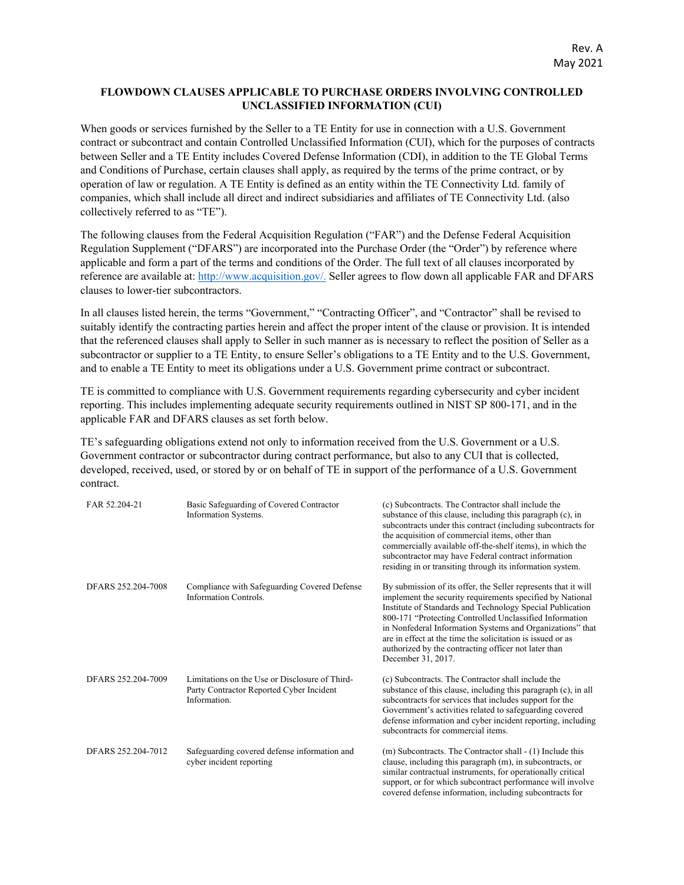Rev. A
May 2021

## FLOWDOWN CLAUSES APPLICABLE TO PURCHASE ORDERS INVOLVING CONTROLLED UNCLASSIFIED INFORMATION (CUI)

When goods or services furnished by the Seller to a TE Entity for use in connection with a U.S. Government contract or subcontract and contain Controlled Unclassified Information (CUI), which for the purposes of contracts between Seller and a TE Entity includes Covered Defense Information (CDI), in addition to the TE Global Terms and Conditions of Purchase, certain clauses shall apply, as required by the terms of the prime contract, or by operation of law or regulation. A TE Entity is defined as an entity within the TE Connectivity Ltd. family of companies, which shall include all direct and indirect subsidiaries and affiliates of TE Connectivity Ltd. (also collectively referred to as "TE").

The following clauses from the Federal Acquisition Regulation ("FAR") and the Defense Federal Acquisition Regulation Supplement ("DFARS") are incorporated into the Purchase Order (the "Order") by reference where applicable and form a part of the terms and conditions of the Order. The full text of all clauses incorporated by reference are available at: http://www.acquisition.gov/. Seller agrees to flow down all applicable FAR and DFARS clauses to lower-tier subcontractors.

In all clauses listed herein, the terms "Government," "Contracting Officer", and "Contractor" shall be revised to suitably identify the contracting parties herein and affect the proper intent of the clause or provision. It is intended that the referenced clauses shall apply to Seller in such manner as is necessary to reflect the position of Seller as a subcontractor or supplier to a TE Entity, to ensure Seller's obligations to a TE Entity and to the U.S. Government, and to enable a TE Entity to meet its obligations under a U.S. Government prime contract or subcontract.

TE is committed to compliance with U.S. Government requirements regarding cybersecurity and cyber incident reporting. This includes implementing adequate security requirements outlined in NIST SP 800-171, and in the applicable FAR and DFARS clauses as set forth below.

TE's safeguarding obligations extend not only to information received from the U.S. Government or a U.S. Government contractor or subcontractor during contract performance, but also to any CUI that is collected, developed, received, used, or stored by or on behalf of TE in support of the performance of a U.S. Government contract.

| | | |
|---|---|---|
| FAR 52.204-21 | Basic Safeguarding of Covered Contractor Information Systems. | (c) Subcontracts. The Contractor shall include the substance of this clause, including this paragraph (c), in subcontracts under this contract (including subcontracts for the acquisition of commercial items, other than commercially available off-the-shelf items), in which the subcontractor may have Federal contract information residing in or transiting through its information system. |
| DFARS 252.204-7008 | Compliance with Safeguarding Covered Defense Information Controls. | By submission of its offer, the Seller represents that it will implement the security requirements specified by National Institute of Standards and Technology Special Publication 800-171 "Protecting Controlled Unclassified Information in Nonfederal Information Systems and Organizations" that are in effect at the time the solicitation is issued or as authorized by the contracting officer not later than December 31, 2017. |
| DFARS 252.204-7009 | Limitations on the Use or Disclosure of Third-Party Contractor Reported Cyber Incident Information. | (c) Subcontracts. The Contractor shall include the substance of this clause, including this paragraph (c), in all subcontracts for services that includes support for the Government's activities related to safeguarding covered defense information and cyber incident reporting, including subcontracts for commercial items. |
| DFARS 252.204-7012 | Safeguarding covered defense information and cyber incident reporting | (m) Subcontracts. The Contractor shall - (1) Include this clause, including this paragraph (m), in subcontracts, or similar contractual instruments, for operationally critical support, or for which subcontract performance will involve covered defense information, including subcontracts for |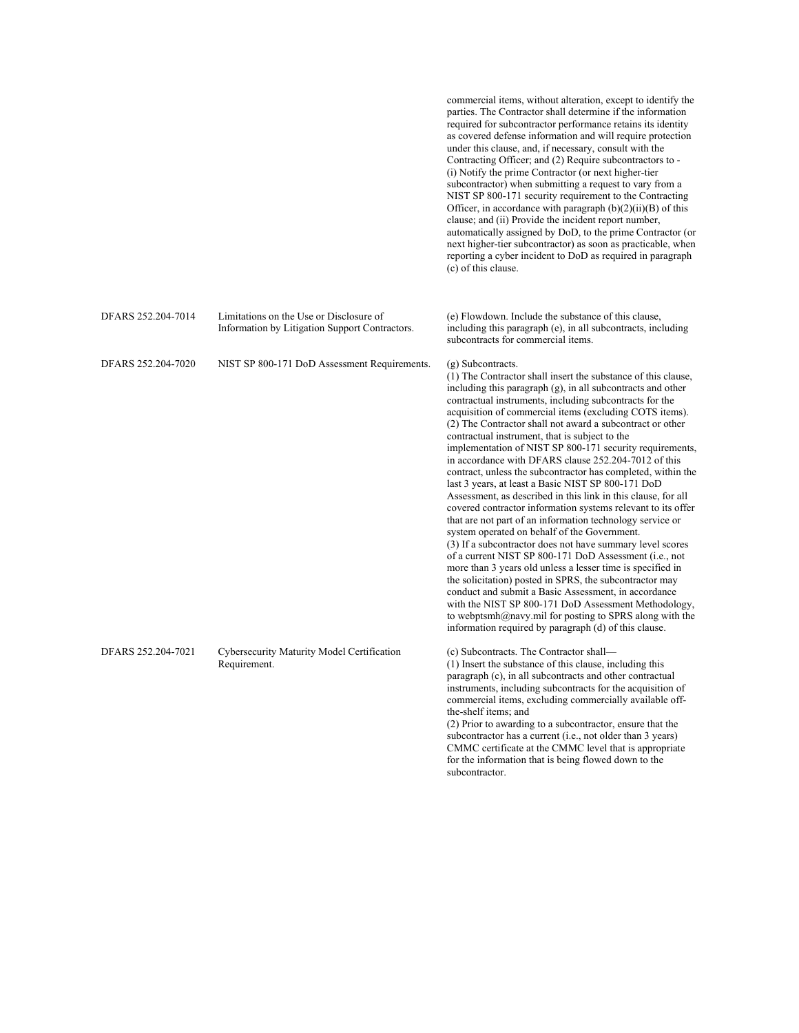| | | |
|---|---|---|
| | | commercial items, without alteration, except to identify the parties. The Contractor shall determine if the information required for subcontractor performance retains its identity as covered defense information and will require protection under this clause, and, if necessary, consult with the Contracting Officer; and (2) Require subcontractors to - (i) Notify the prime Contractor (or next higher-tier subcontractor) when submitting a request to vary from a NIST SP 800-171 security requirement to the Contracting Officer, in accordance with paragraph (b)(2)(ii)(B) of this clause; and (ii) Provide the incident report number, automatically assigned by DoD, to the prime Contractor (or next higher-tier subcontractor) as soon as practicable, when reporting a cyber incident to DoD as required in paragraph (c) of this clause. |
| DFARS 252.204-7014 | Limitations on the Use or Disclosure of Information by Litigation Support Contractors. | (e) Flowdown. Include the substance of this clause, including this paragraph (e), in all subcontracts, including subcontracts for commercial items. |
| DFARS 252.204-7020 | NIST SP 800-171 DoD Assessment Requirements. | (g) Subcontracts.<br>(1) The Contractor shall insert the substance of this clause, including this paragraph (g), in all subcontracts and other contractual instruments, including subcontracts for the acquisition of commercial items (excluding COTS items).<br>(2) The Contractor shall not award a subcontract or other contractual instrument, that is subject to the implementation of NIST SP 800-171 security requirements, in accordance with DFARS clause 252.204-7012 of this contract, unless the subcontractor has completed, within the last 3 years, at least a Basic NIST SP 800-171 DoD Assessment, as described in this link in this clause, for all covered contractor information systems relevant to its offer that are not part of an information technology service or system operated on behalf of the Government.<br>(3) If a subcontractor does not have summary level scores of a current NIST SP 800-171 DoD Assessment (i.e., not more than 3 years old unless a lesser time is specified in the solicitation) posted in SPRS, the subcontractor may conduct and submit a Basic Assessment, in accordance with the NIST SP 800-171 DoD Assessment Methodology, to webptsmh@navy.mil for posting to SPRS along with the information required by paragraph (d) of this clause. |
| DFARS 252.204-7021 | Cybersecurity Maturity Model Certification Requirement. | (c) Subcontracts. The Contractor shall—<br>(1) Insert the substance of this clause, including this paragraph (c), in all subcontracts and other contractual instruments, including subcontracts for the acquisition of commercial items, excluding commercially available off-the-shelf items; and<br>(2) Prior to awarding to a subcontractor, ensure that the subcontractor has a current (i.e., not older than 3 years) CMMC certificate at the CMMC level that is appropriate for the information that is being flowed down to the subcontractor. |